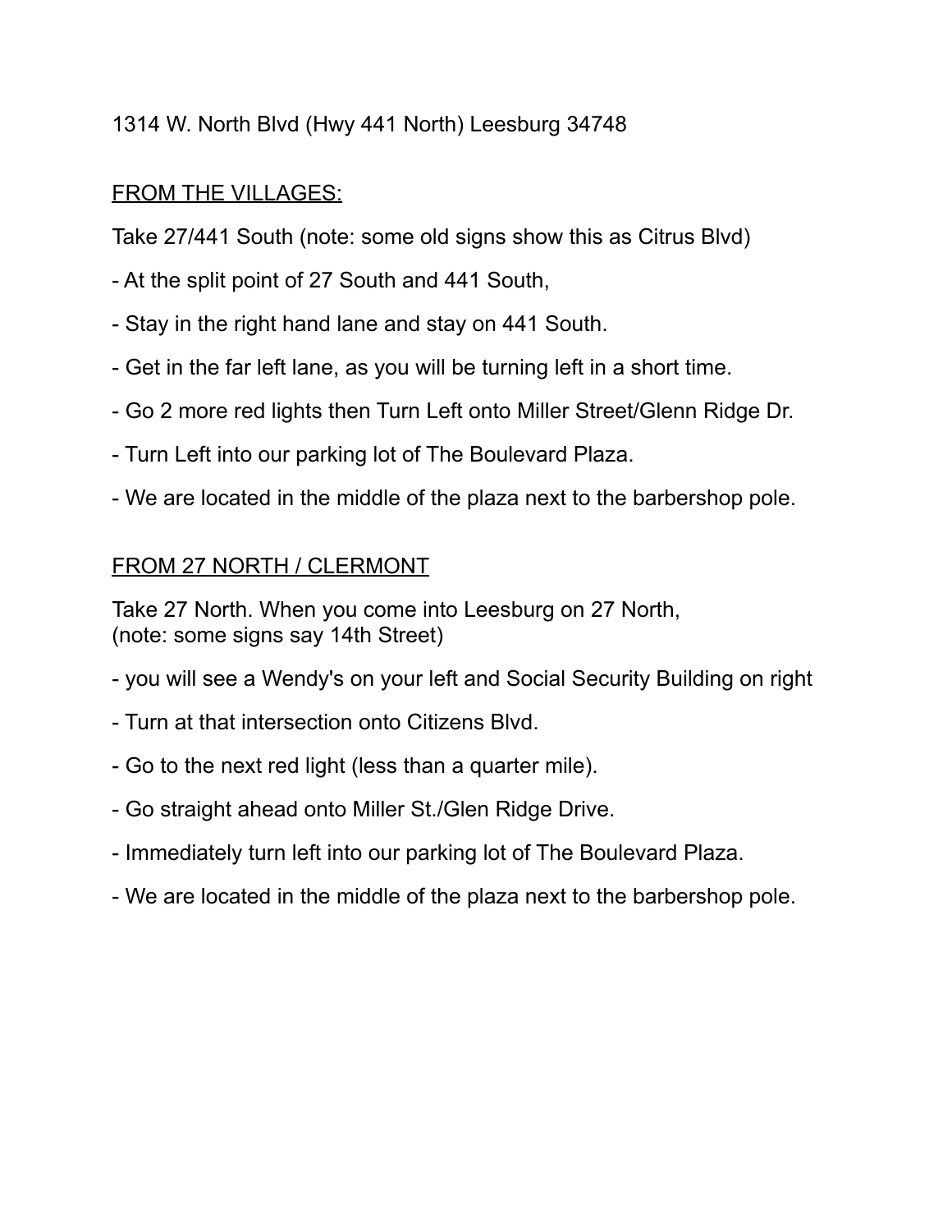1314 W. North Blvd (Hwy 441 North) Leesburg 34748

<u>FROM THE VILLAGES:</u>

Take 27/441 South (note: some old signs show this as Citrus Blvd)

- At the split point of 27 South and 441 South,
- Stay in the right hand lane and stay on 441 South.
- Get in the far left lane, as you will be turning left in a short time.
- Go 2 more red lights then Turn Left onto Miller Street/Glenn Ridge Dr.
- Turn Left into our parking lot of The Boulevard Plaza.
- We are located in the middle of the plaza next to the barbershop pole.

<u>FROM 27 NORTH / CLERMONT</u>

Take 27 North. When you come into Leesburg on 27 North,
(note: some signs say 14th Street)

- you will see a Wendy's on your left and Social Security Building on right
- Turn at that intersection onto Citizens Blvd.
- Go to the next red light (less than a quarter mile).
- Go straight ahead onto Miller St./Glen Ridge Drive.
- Immediately turn left into our parking lot of The Boulevard Plaza.
- We are located in the middle of the plaza next to the barbershop pole.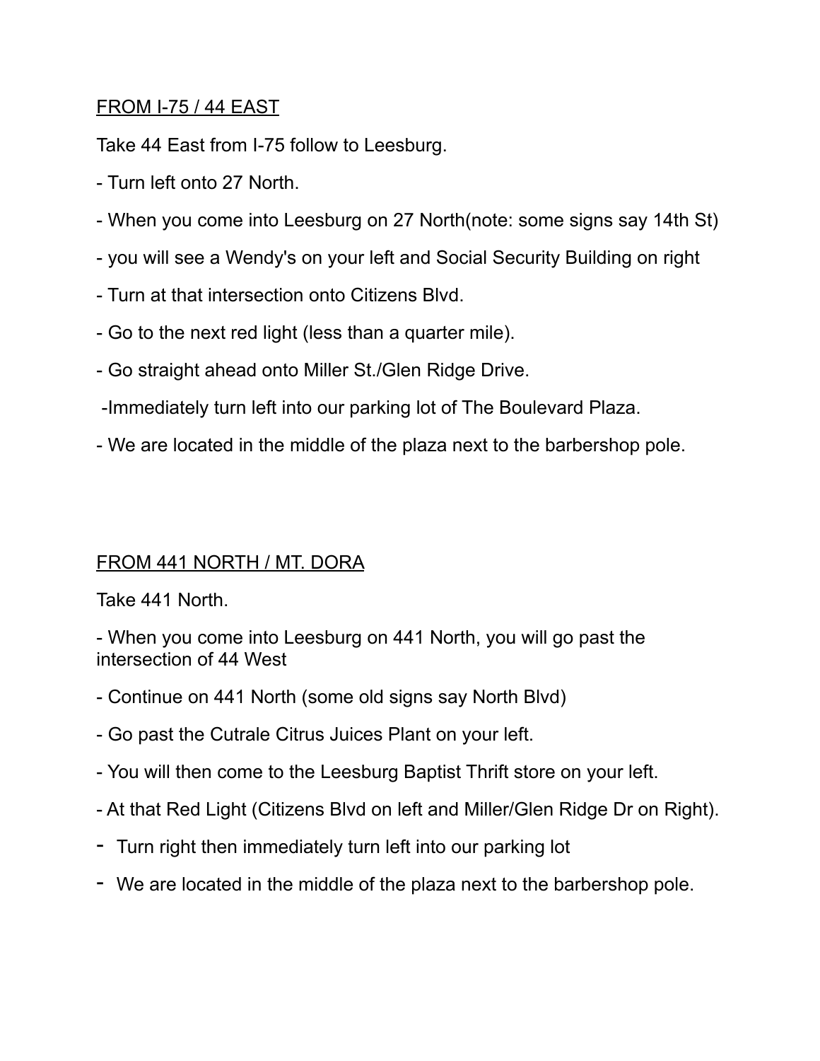<u>FROM I-75 / 44 EAST</u>

Take 44 East from I-75 follow to Leesburg.

- Turn left onto 27 North.
- When you come into Leesburg on 27 North(note: some signs say 14th St)
- you will see a Wendy's on your left and Social Security Building on right
- Turn at that intersection onto Citizens Blvd.
- Go to the next red light (less than a quarter mile).
- Go straight ahead onto Miller St./Glen Ridge Drive.
- Immediately turn left into our parking lot of The Boulevard Plaza.
- We are located in the middle of the plaza next to the barbershop pole.

<u>FROM 441 NORTH / MT. DORA</u>

Take 441 North.

- When you come into Leesburg on 441 North, you will go past the intersection of 44 West
- Continue on 441 North (some old signs say North Blvd)
- Go past the Cutrale Citrus Juices Plant on your left.
- You will then come to the Leesburg Baptist Thrift store on your left.
- At that Red Light (Citizens Blvd on left and Miller/Glen Ridge Dr on Right).
- Turn right then immediately turn left into our parking lot
- We are located in the middle of the plaza next to the barbershop pole.